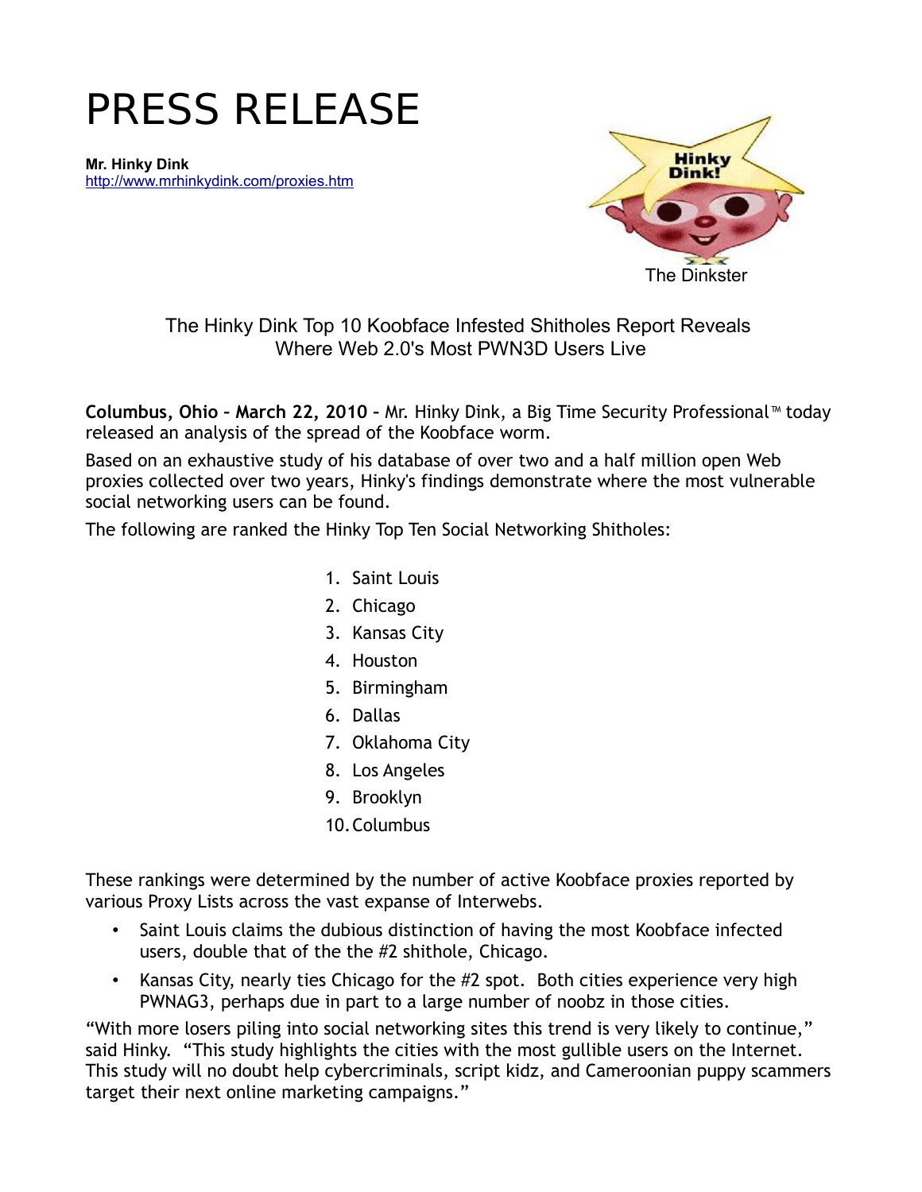# PRESS RELEASE

**Mr. Hinky Dink**
http://www.mrhinkydink.com/proxies.htm

The Dinkster

The Hinky Dink Top 10 Koobface Infested Shitholes Report Reveals Where Web 2.0's Most PWN3D Users Live

**Columbus, Ohio – March 22, 2010 –** Mr. Hinky Dink, a Big Time Security Professional™ today released an analysis of the spread of the Koobface worm.

Based on an exhaustive study of his database of over two and a half million open Web proxies collected over two years, Hinky's findings demonstrate where the most vulnerable social networking users can be found.

The following are ranked the Hinky Top Ten Social Networking Shitholes:

1. Saint Louis
2. Chicago
3. Kansas City
4. Houston
5. Birmingham
6. Dallas
7. Oklahoma City
8. Los Angeles
9. Brooklyn
10. Columbus

These rankings were determined by the number of active Koobface proxies reported by various Proxy Lists across the vast expanse of Interwebs.

- Saint Louis claims the dubious distinction of having the most Koobface infected users, double that of the the #2 shithole, Chicago.
- Kansas City, nearly ties Chicago for the #2 spot. Both cities experience very high PWNAG3, perhaps due in part to a large number of noobz in those cities.

"With more losers piling into social networking sites this trend is very likely to continue," said Hinky. "This study highlights the cities with the most gullible users on the Internet. This study will no doubt help cybercriminals, script kidz, and Cameroonian puppy scammers target their next online marketing campaigns."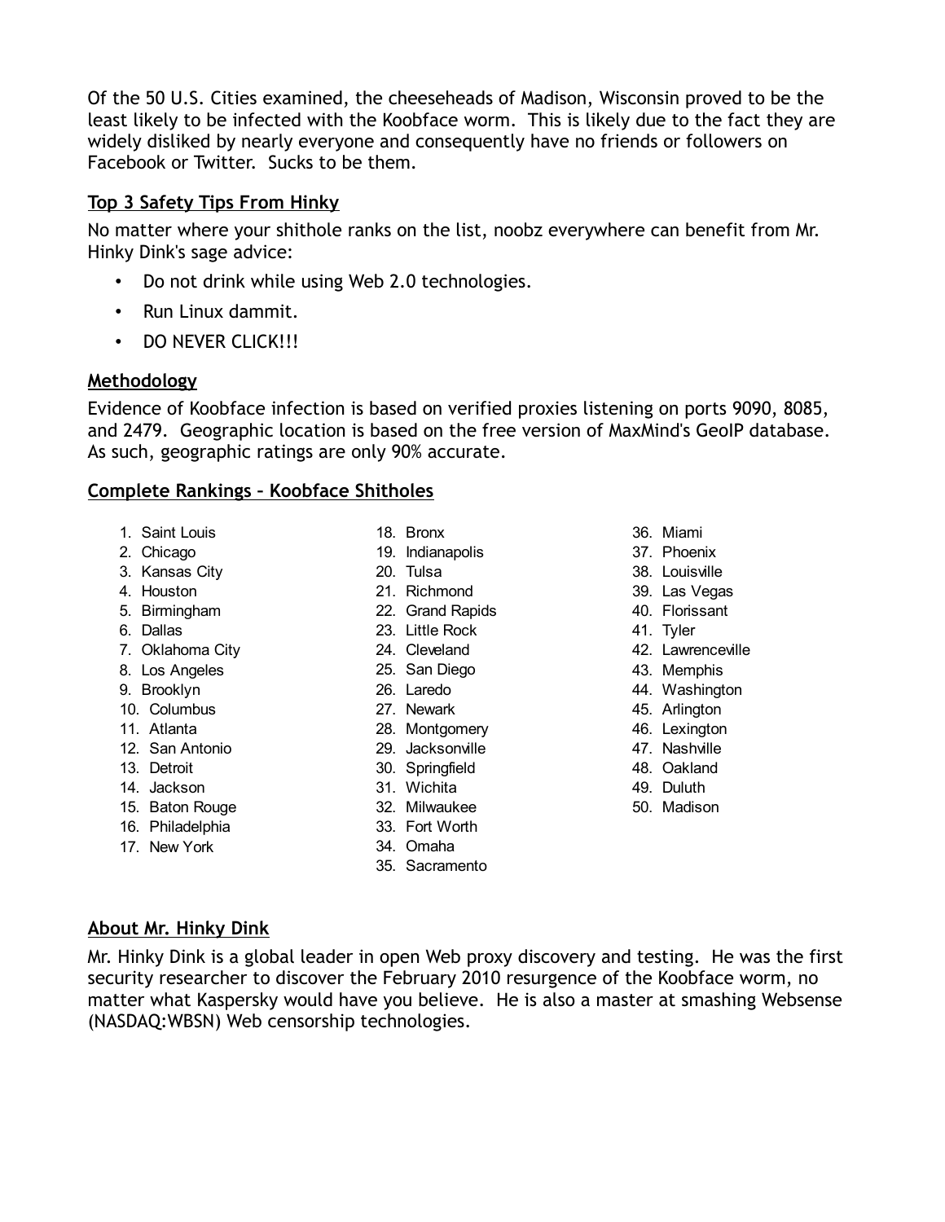Of the 50 U.S. Cities examined, the cheeseheads of Madison, Wisconsin proved to be the least likely to be infected with the Koobface worm. This is likely due to the fact they are widely disliked by nearly everyone and consequently have no friends or followers on Facebook or Twitter. Sucks to be them.

## Top 3 Safety Tips From Hinky

No matter where your shithole ranks on the list, noobz everywhere can benefit from Mr. Hinky Dink's sage advice:

- Do not drink while using Web 2.0 technologies.
- Run Linux dammit.
- DO NEVER CLICK!!!

## Methodology

Evidence of Koobface infection is based on verified proxies listening on ports 9090, 8085, and 2479. Geographic location is based on the free version of MaxMind's GeoIP database. As such, geographic ratings are only 90% accurate.

## Complete Rankings – Koobface Shitholes

1. Saint Louis
2. Chicago
3. Kansas City
4. Houston
5. Birmingham
6. Dallas
7. Oklahoma City
8. Los Angeles
9. Brooklyn
10. Columbus
11. Atlanta
12. San Antonio
13. Detroit
14. Jackson
15. Baton Rouge
16. Philadelphia
17. New York
18. Bronx
19. Indianapolis
20. Tulsa
21. Richmond
22. Grand Rapids
23. Little Rock
24. Cleveland
25. San Diego
26. Laredo
27. Newark
28. Montgomery
29. Jacksonville
30. Springfield
31. Wichita
32. Milwaukee
33. Fort Worth
34. Omaha
35. Sacramento
36. Miami
37. Phoenix
38. Louisville
39. Las Vegas
40. Florissant
41. Tyler
42. Lawrenceville
43. Memphis
44. Washington
45. Arlington
46. Lexington
47. Nashville
48. Oakland
49. Duluth
50. Madison

## About Mr. Hinky Dink

Mr. Hinky Dink is a global leader in open Web proxy discovery and testing. He was the first security researcher to discover the February 2010 resurgence of the Koobface worm, no matter what Kaspersky would have you believe. He is also a master at smashing Websense (NASDAQ:WBSN) Web censorship technologies.